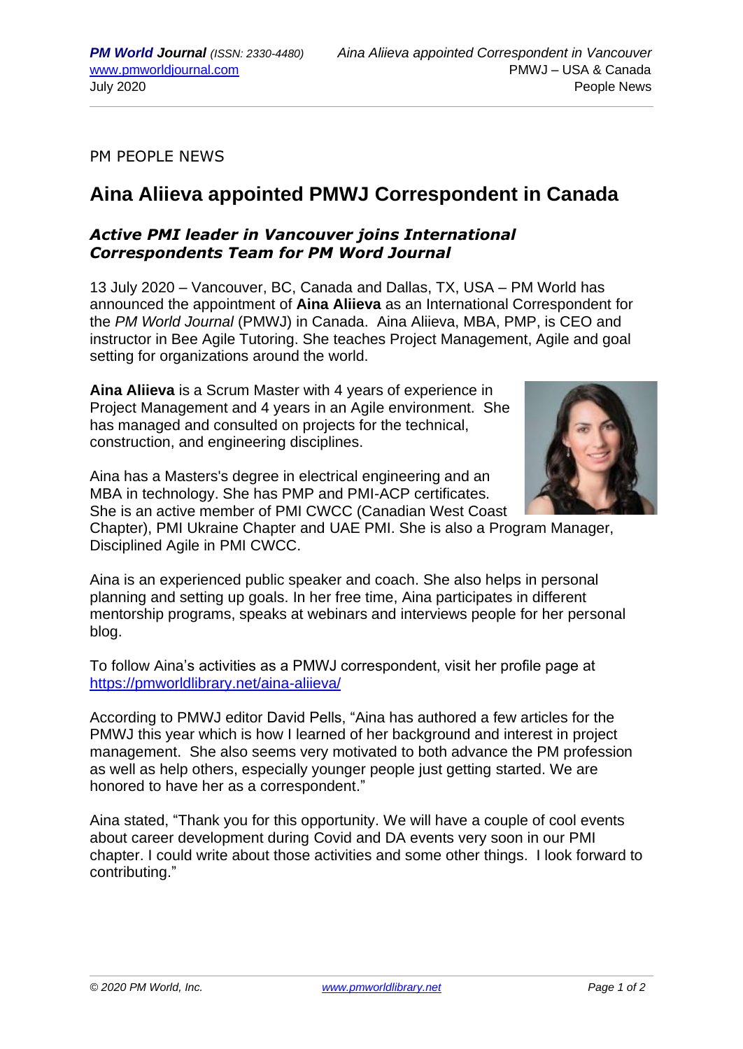PM PEOPLE NEWS

# Aina Aliieva appointed PMWJ Correspondent in Canada

## *Active PMI leader in Vancouver joins International Correspondents Team for PM Word Journal*

13 July 2020 – Vancouver, BC, Canada and Dallas, TX, USA – PM World has announced the appointment of **Aina Aliieva** as an International Correspondent for the *PM World Journal* (PMWJ) in Canada. Aina Aliieva, MBA, PMP, is CEO and instructor in Bee Agile Tutoring. She teaches Project Management, Agile and goal setting for organizations around the world.

**Aina Aliieva** is a Scrum Master with 4 years of experience in Project Management and 4 years in an Agile environment. She has managed and consulted on projects for the technical, construction, and engineering disciplines.

Aina has a Masters's degree in electrical engineering and an MBA in technology. She has PMP and PMI-ACP certificates. She is an active member of PMI CWCC (Canadian West Coast Chapter), PMI Ukraine Chapter and UAE PMI. She is also a Program Manager, Disciplined Agile in PMI CWCC.

Aina is an experienced public speaker and coach. She also helps in personal planning and setting up goals. In her free time, Aina participates in different mentorship programs, speaks at webinars and interviews people for her personal blog.

To follow Aina's activities as a PMWJ correspondent, visit her profile page at https://pmworldlibrary.net/aina-aliieva/

According to PMWJ editor David Pells, "Aina has authored a few articles for the PMWJ this year which is how I learned of her background and interest in project management. She also seems very motivated to both advance the PM profession as well as help others, especially younger people just getting started. We are honored to have her as a correspondent."

Aina stated, "Thank you for this opportunity. We will have a couple of cool events about career development during Covid and DA events very soon in our PMI chapter. I could write about those activities and some other things. I look forward to contributing."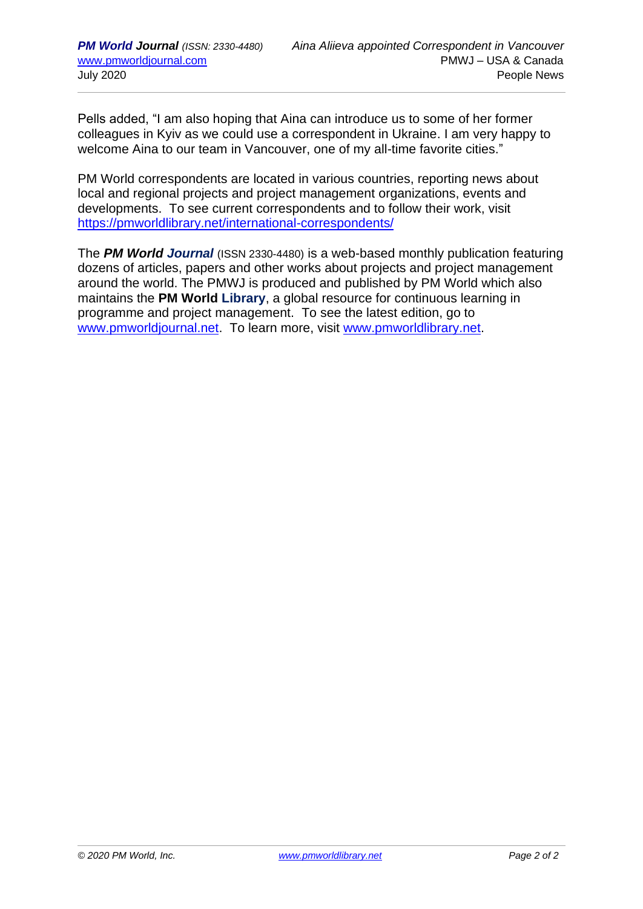Pells added, "I am also hoping that Aina can introduce us to some of her former colleagues in Kyiv as we could use a correspondent in Ukraine. I am very happy to welcome Aina to our team in Vancouver, one of my all-time favorite cities."

PM World correspondents are located in various countries, reporting news about local and regional projects and project management organizations, events and developments. To see current correspondents and to follow their work, visit https://pmworldlibrary.net/international-correspondents/

The ***PM World Journal*** (ISSN 2330-4480) is a web-based monthly publication featuring dozens of articles, papers and other works about projects and project management around the world. The PMWJ is produced and published by PM World which also maintains the **PM World Library**, a global resource for continuous learning in programme and project management. To see the latest edition, go to www.pmworldjournal.net. To learn more, visit www.pmworldlibrary.net.